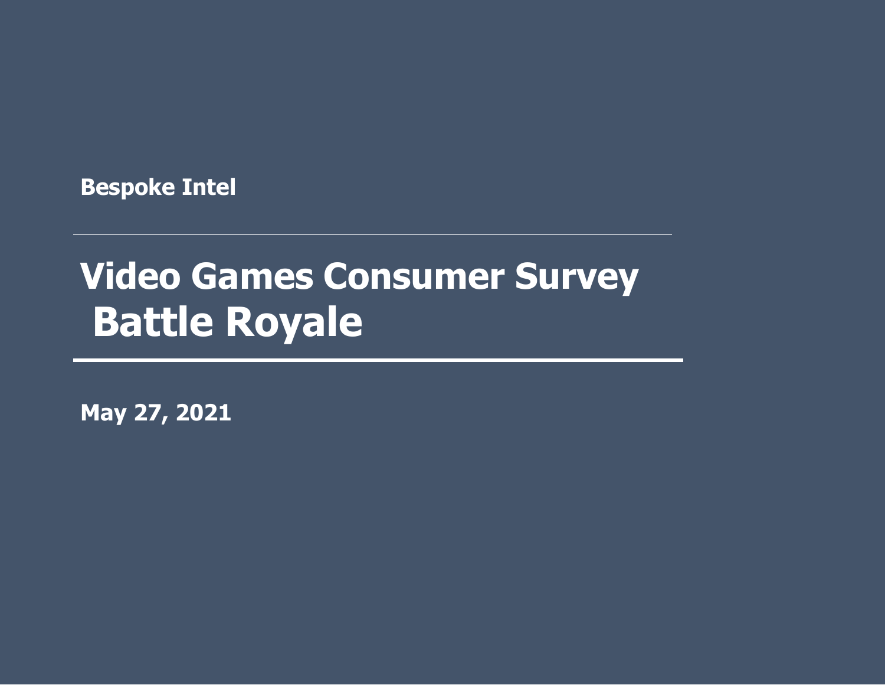**Bespoke Intel**

# Video Games Consumer Survey Battle Royale

**May 27, 2021**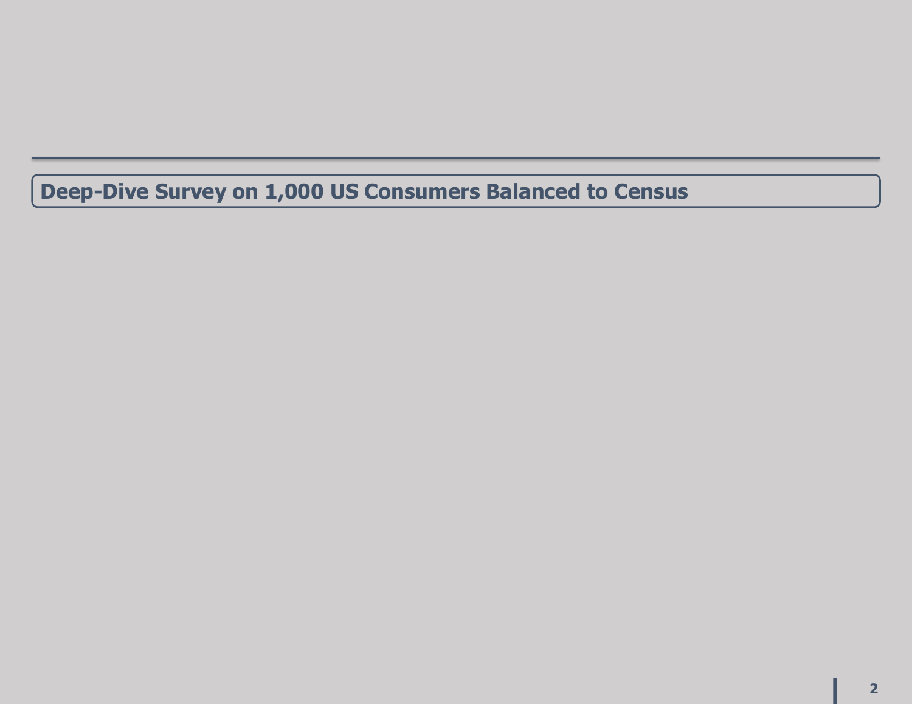# Deep-Dive Survey on 1,000 US Consumers Balanced to Census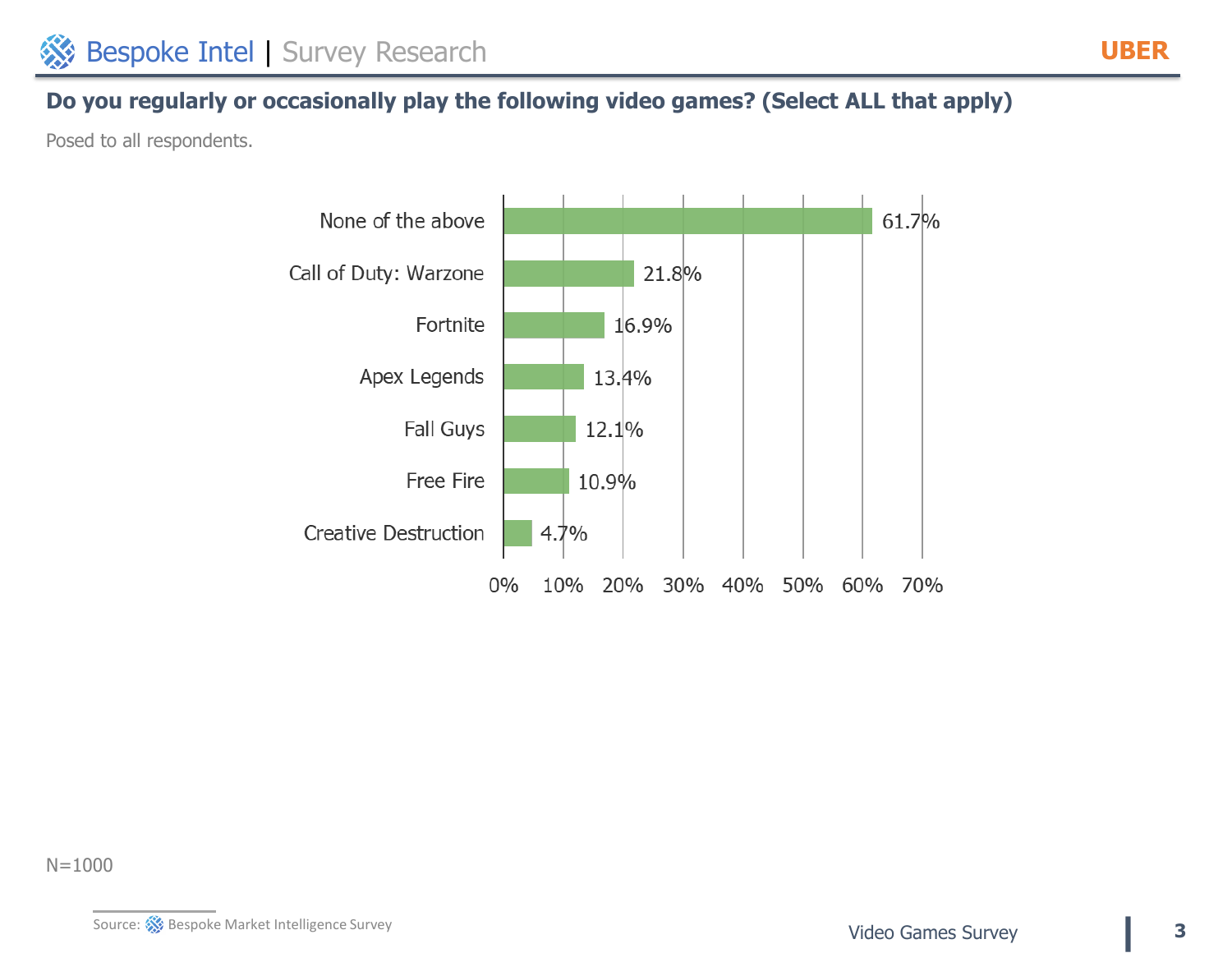## Do you regularly or occasionally play the following video games? (Select ALL that apply)

Posed to all respondents.

| Game | Percentage |
| --- | --- |
| None of the above | 61.7% |
| Call of Duty: Warzone | 21.8% |
| Fortnite | 16.9% |
| Apex Legends | 13.4% |
| Fall Guys | 12.1% |
| Free Fire | 10.9% |
| Creative Destruction | 4.7% |

N=1000

Source: Bespoke Market Intelligence Survey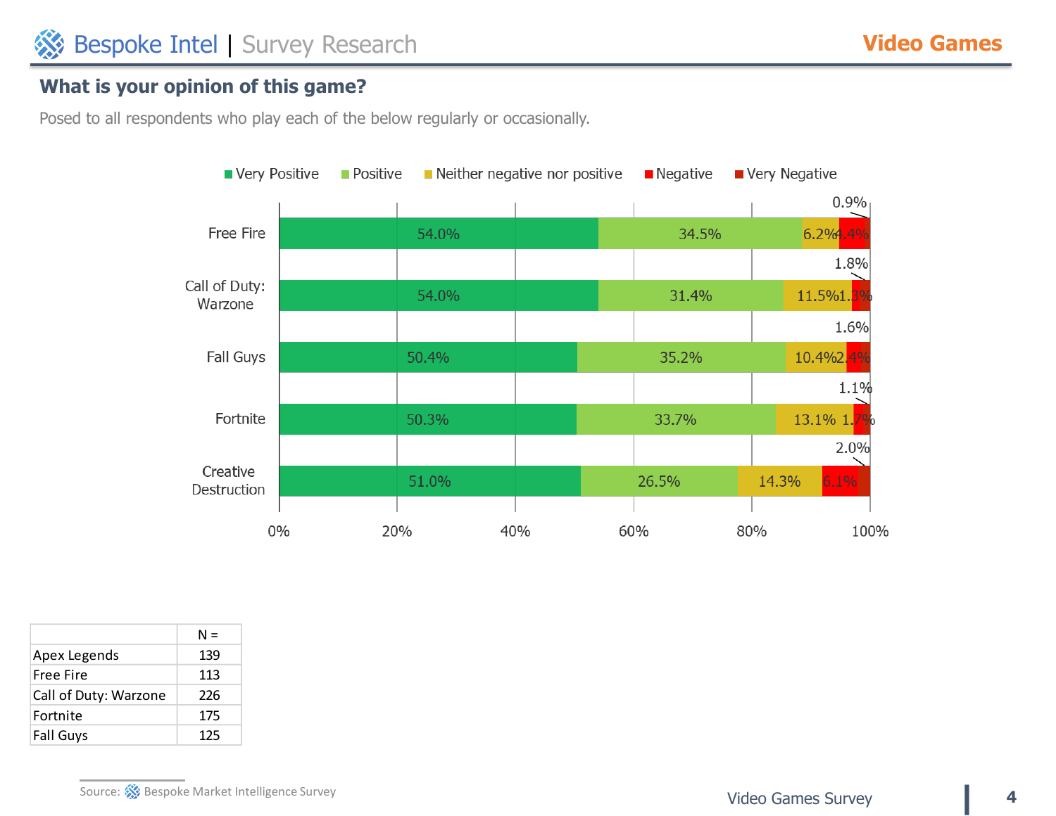## What is your opinion of this game?

Posed to all respondents who play each of the below regularly or occasionally.

| Game | Very Positive | Positive | Neither negative nor positive | Negative | Very Negative |
|---|---|---|---|---|---|
| Free Fire | 54.0% | 34.5% | 6.2% | 4.4% | 0.9% |
| Call of Duty: Warzone | 54.0% | 31.4% | 11.5% | 1.3% | 1.8% |
| Fall Guys | 50.4% | 35.2% | 10.4% | 2.4% | 1.6% |
| Fortnite | 50.3% | 33.7% | 13.1% | 1.7% | 1.1% |
| Creative Destruction | 51.0% | 26.5% | 14.3% | 6.1% | 2.0% |

| | N = |
|---|---|
| Apex Legends | 139 |
| Free Fire | 113 |
| Call of Duty: Warzone | 226 |
| Fortnite | 175 |
| Fall Guys | 125 |

Source: Bespoke Market Intelligence Survey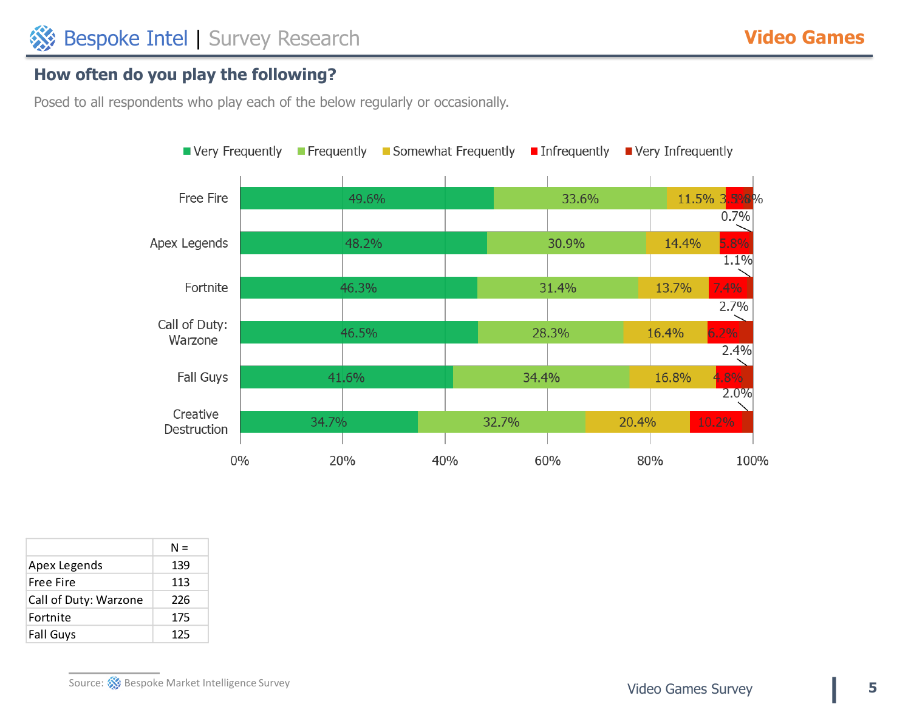## How often do you play the following?

Posed to all respondents who play each of the below regularly or occasionally.

| | Very Frequently | Frequently | Somewhat Frequently | Infrequently | Very Infrequently |
|---|---|---|---|---|---|
| Free Fire | 49.6% | 33.6% | 11.5% | 3.5% | 1.8% |
| Apex Legends | 48.2% | 30.9% | 14.4% | 5.8% | 0.7% |
| Fortnite | 46.3% | 31.4% | 13.7% | 7.4% | 1.1% |
| Call of Duty: Warzone | 46.5% | 28.3% | 16.4% | 6.2% | 2.7% |
| Fall Guys | 41.6% | 34.4% | 16.8% | 4.8% | 2.4% |
| Creative Destruction | 34.7% | 32.7% | 20.4% | 10.2% | 2.0% |

| | N = |
|---|---|
| Apex Legends | 139 |
| Free Fire | 113 |
| Call of Duty: Warzone | 226 |
| Fortnite | 175 |
| Fall Guys | 125 |

Source: Bespoke Market Intelligence Survey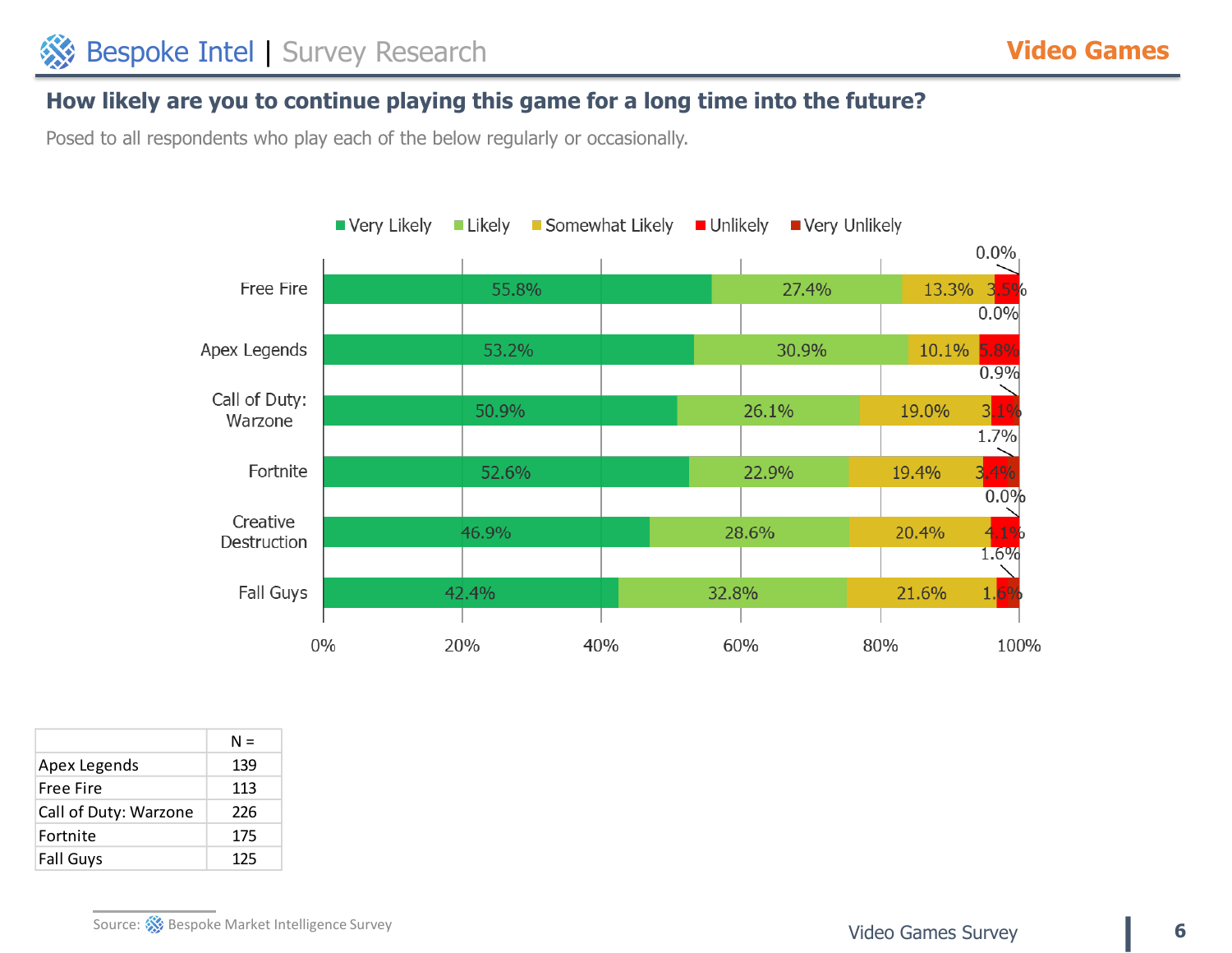## How likely are you to continue playing this game for a long time into the future?

Posed to all respondents who play each of the below regularly or occasionally.

| | Very Likely | Likely | Somewhat Likely | Unlikely | Very Unlikely |
|---|---|---|---|---|---|
| Free Fire | 55.8% | 27.4% | 13.3% | 3.5% | 0.0% |
| Apex Legends | 53.2% | 30.9% | 10.1% | 5.8% | 0.0% |
| Call of Duty: Warzone | 50.9% | 26.1% | 19.0% | 3.1% | 0.9% |
| Fortnite | 52.6% | 22.9% | 19.4% | 3.4% | 1.7% |
| Creative Destruction | 46.9% | 28.6% | 20.4% | 4.1% | 0.0% |
| Fall Guys | 42.4% | 32.8% | 21.6% | 1.6% | 1.6% |

| | N = |
|---|---|
| Apex Legends | 139 |
| Free Fire | 113 |
| Call of Duty: Warzone | 226 |
| Fortnite | 175 |
| Fall Guys | 125 |

Source: Bespoke Market Intelligence Survey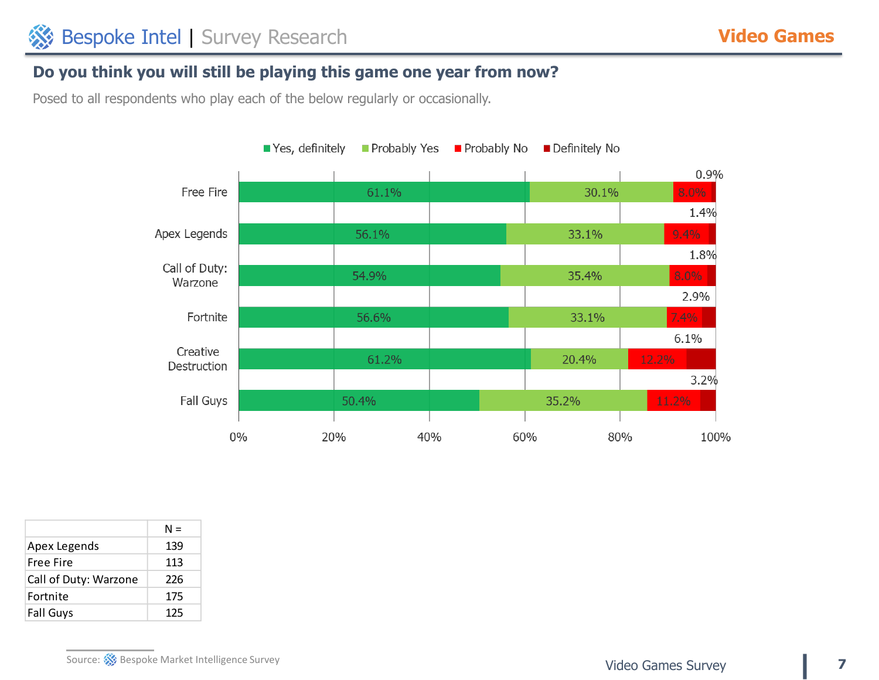## Do you think you will still be playing this game one year from now?

Posed to all respondents who play each of the below regularly or occasionally.

| | Yes, definitely | Probably Yes | Probably No | Definitely No |
|---|---|---|---|---|
| Free Fire | 61.1% | 30.1% | 8.0% | 0.9% |
| Apex Legends | 56.1% | 33.1% | 9.4% | 1.4% |
| Call of Duty: Warzone | 54.9% | 35.4% | 8.0% | 1.8% |
| Fortnite | 56.6% | 33.1% | 7.4% | 2.9% |
| Creative Destruction | 61.2% | 20.4% | 12.2% | 6.1% |
| Fall Guys | 50.4% | 35.2% | 11.2% | 3.2% |

| | N = |
|---|---|
| Apex Legends | 139 |
| Free Fire | 113 |
| Call of Duty: Warzone | 226 |
| Fortnite | 175 |
| Fall Guys | 125 |

Source: Bespoke Market Intelligence Survey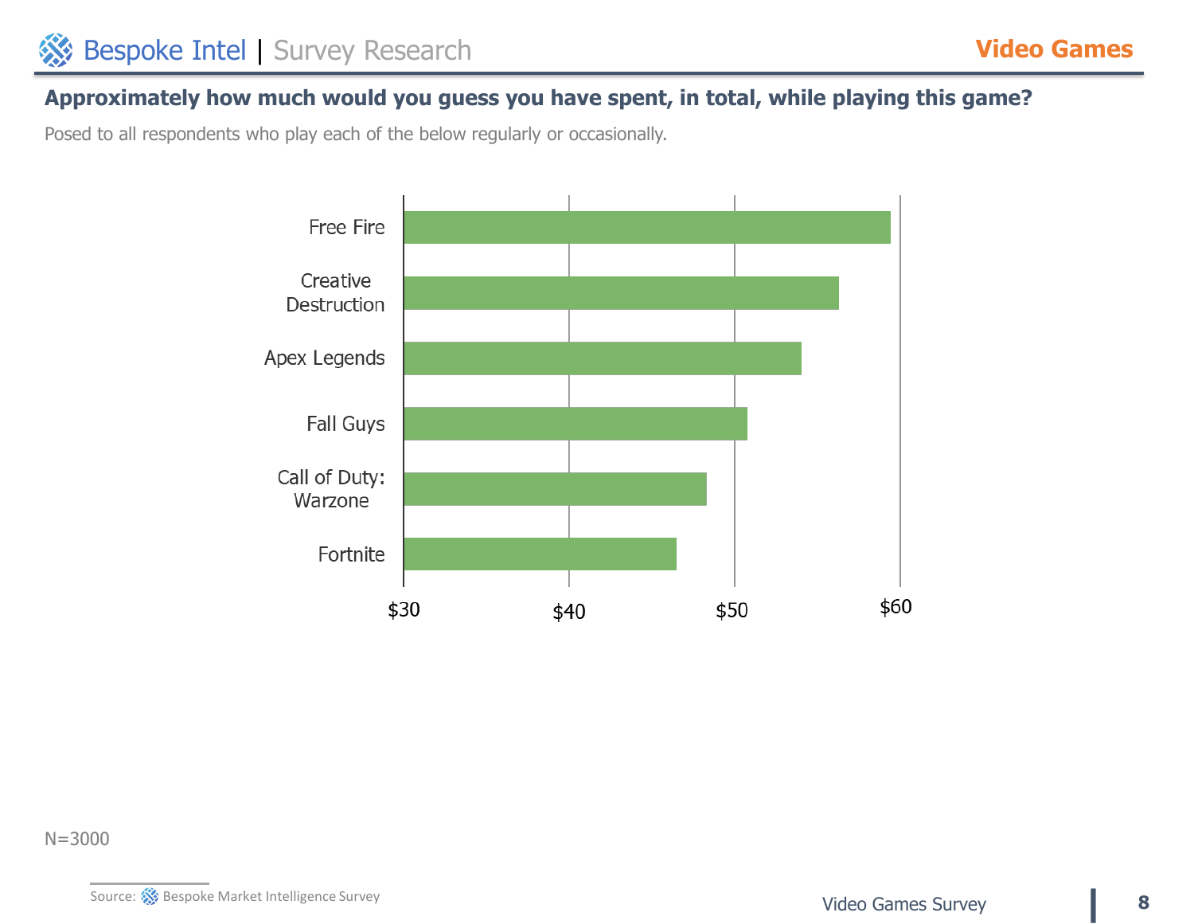## Approximately how much would you guess you have spent, in total, while playing this game?

Posed to all respondents who play each of the below regularly or occasionally.

| Game | Approximate spend |
| --- | --- |
| Free Fire | ~$59 |
| Creative Destruction | ~$56 |
| Apex Legends | ~$54 |
| Fall Guys | ~$51 |
| Call of Duty: Warzone | ~$48 |
| Fortnite | ~$46 |

N=3000

Source: Bespoke Market Intelligence Survey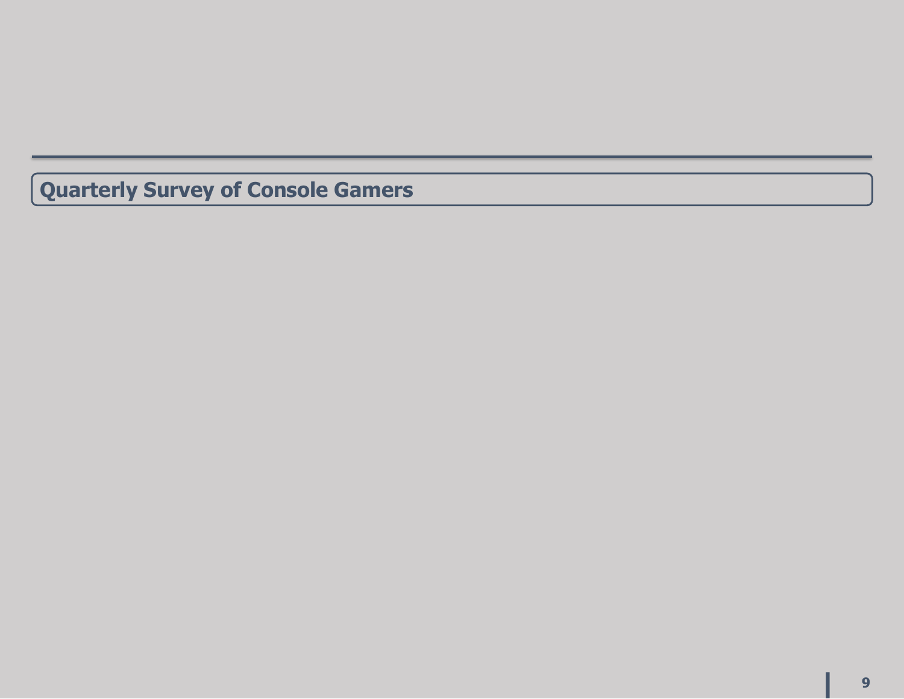# Quarterly Survey of Console Gamers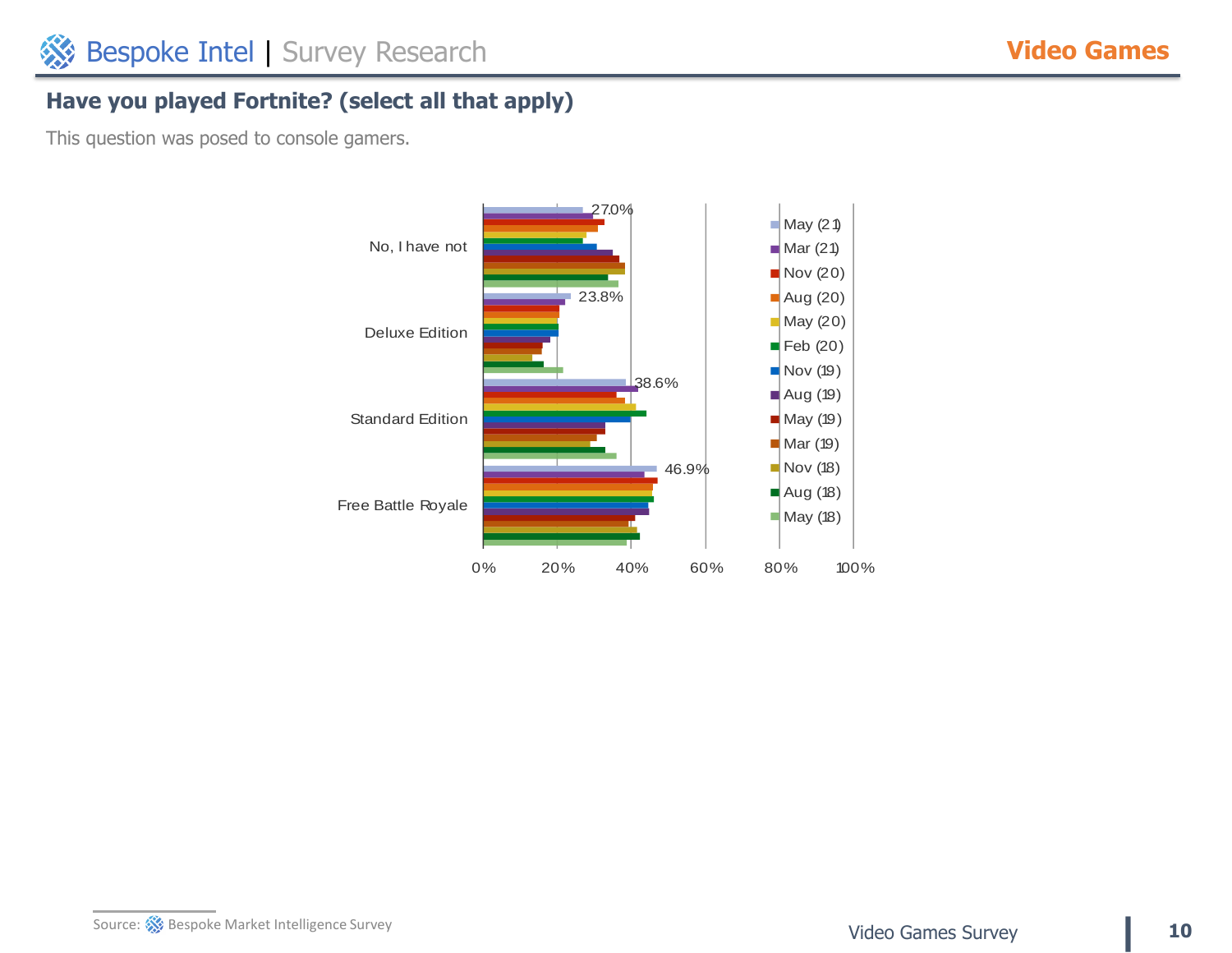## Have you played Fortnite? (select all that apply)

This question was posed to console gamers.

| | May (21) |
|---|---|
| No, I have not | 27.0% |
| Deluxe Edition | 23.8% |
| Standard Edition | 38.6% |
| Free Battle Royale | 46.9% |

Legend: May (21), Mar (21), Nov (20), Aug (20), May (20), Feb (20), Nov (19), Aug (19), May (19), Mar (19), Nov (18), Aug (18), May (18)

Source: Bespoke Market Intelligence Survey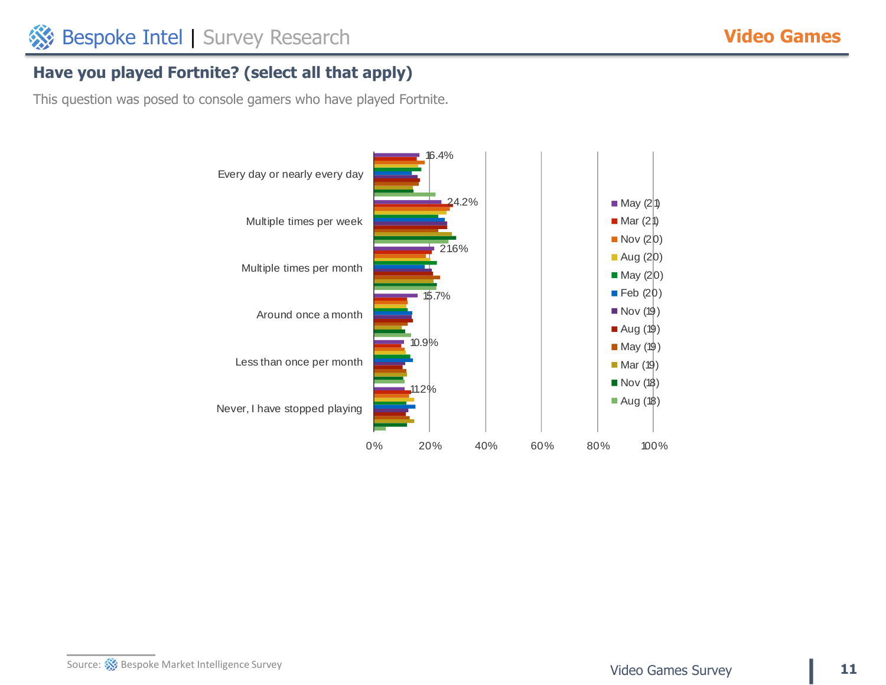## Have you played Fortnite? (select all that apply)

This question was posed to console gamers who have played Fortnite.

| Response | May (21) |
|---|---|
| Every day or nearly every day | 16.4% |
| Multiple times per week | 24.2% |
| Multiple times per month | 21.6% |
| Around once a month | 15.7% |
| Less than once per month | 10.9% |
| Never, I have stopped playing | 11.2% |

Legend: May (21), Mar (21), Nov (20), Aug (20), May (20), Feb (20), Nov (19), Aug (19), May (19), Mar (19), Nov (18), Aug (18)

Source: Bespoke Market Intelligence Survey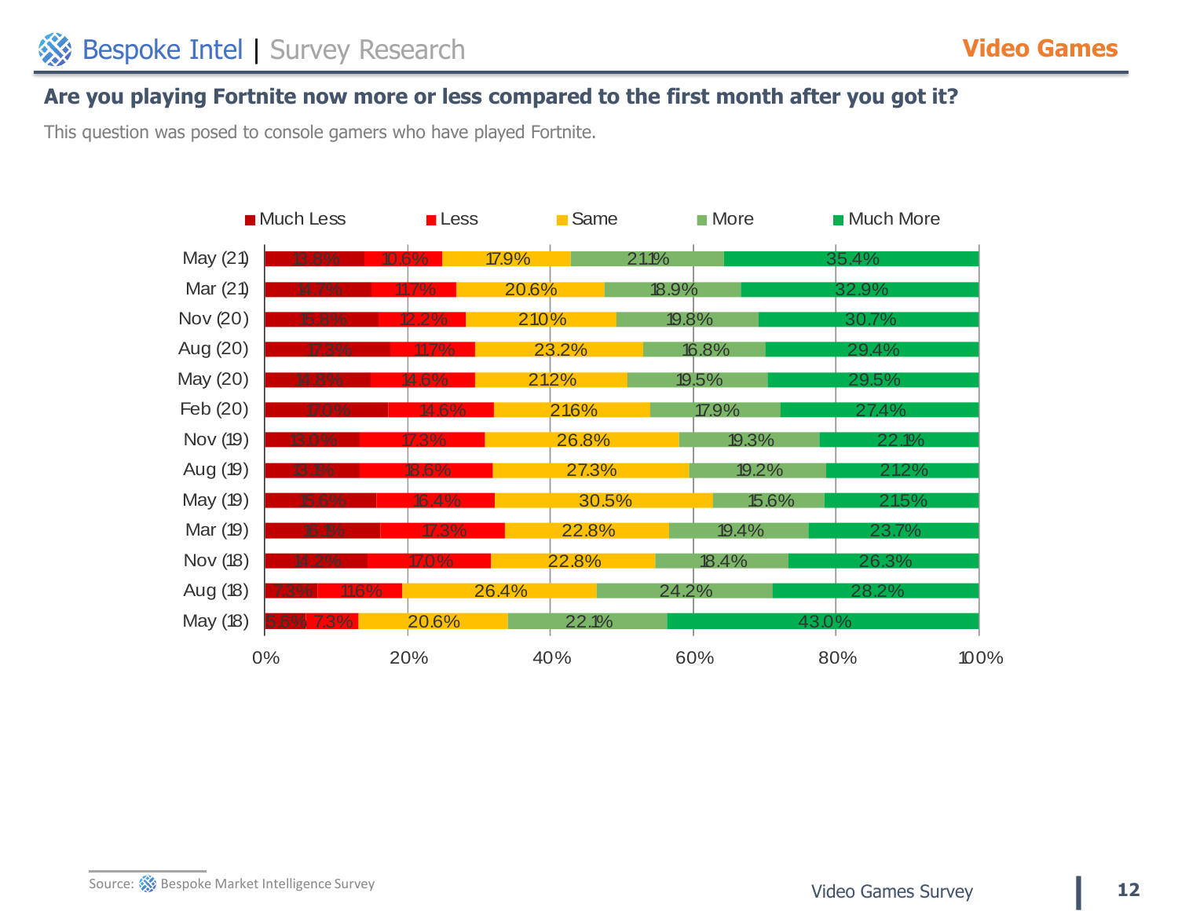## Are you playing Fortnite now more or less compared to the first month after you got it?

This question was posed to console gamers who have played Fortnite.

| | Much Less | Less | Same | More | Much More |
|---|---|---|---|---|---|
| May (21) | 13.8% | 10.6% | 17.9% | 21.1% | 35.4% |
| Mar (21) | 14.7% | 11.7% | 20.6% | 18.9% | 32.9% |
| Nov (20) | 15.8% | 12.2% | 21.0% | 19.8% | 30.7% |
| Aug (20) | 17.3% | 11.7% | 23.2% | 16.8% | 29.4% |
| May (20) | 14.8% | 14.6% | 21.2% | 19.5% | 29.5% |
| Feb (20) | 17.0% | 14.6% | 21.6% | 17.9% | 27.4% |
| Nov (19) | 13.0% | 17.3% | 26.8% | 19.3% | 22.1% |
| Aug (19) | 13.1% | 18.6% | 27.3% | 19.2% | 21.2% |
| May (19) | 15.6% | 16.4% | 30.5% | 15.6% | 21.5% |
| Mar (19) | 16.1% | 17.3% | 22.8% | 19.4% | 23.7% |
| Nov (18) | 14.2% | 17.0% | 22.8% | 18.4% | 26.3% |
| Aug (18) | 7.3% | 11.6% | 26.4% | 24.2% | 28.2% |
| May (18) | 5.6% | 7.3% | 20.6% | 22.1% | 43.0% |

Source: Bespoke Market Intelligence Survey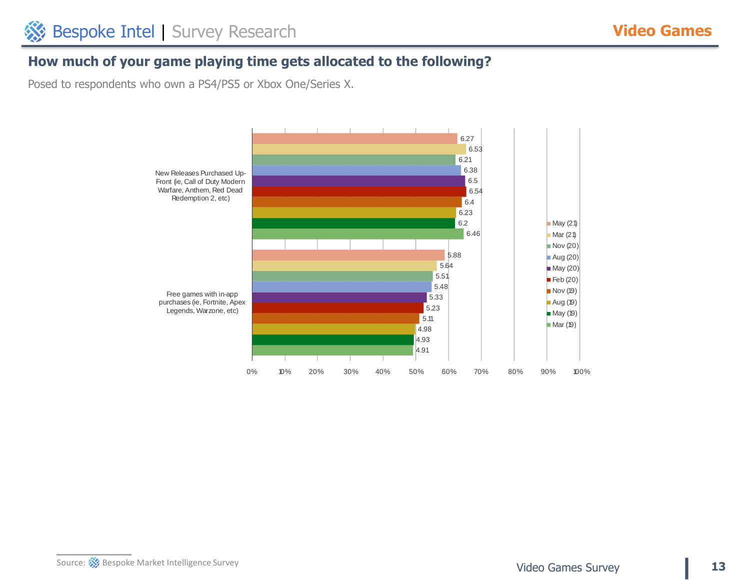# How much of your game playing time gets allocated to the following?

Posed to respondents who own a PS4/PS5 or Xbox One/Series X.

| | May (21) | Mar (21) | Nov (20) | Aug (20) | May (20) | Feb (20) | Nov (19) | Aug (19) | May (19) | Mar (19) |
|---|---|---|---|---|---|---|---|---|---|---|
| New Releases Purchased Up-Front (ie, Call of Duty Modern Warfare, Anthem, Red Dead Redemption 2, etc) | 6.27 | 6.53 | 6.21 | 6.38 | 6.5 | 6.54 | 6.4 | 6.23 | 6.2 | 6.46 |
| Free games with in-app purchases (ie, Fortnite, Apex Legends, Warzone, etc) | 5.88 | 5.64 | 5.51 | 5.48 | 5.33 | 5.23 | 5.11 | 4.98 | 4.93 | 4.91 |

Source: Bespoke Market Intelligence Survey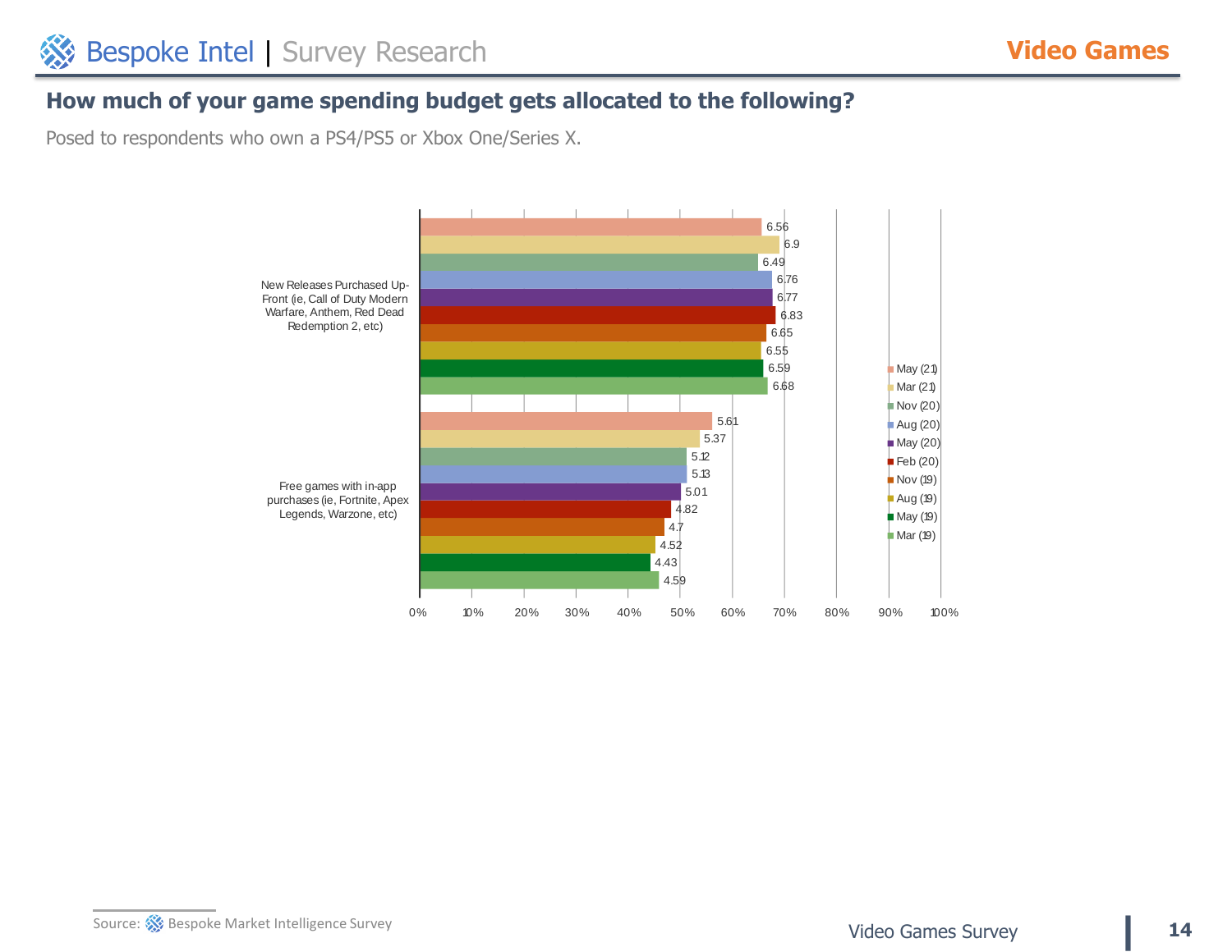## How much of your game spending budget gets allocated to the following?

Posed to respondents who own a PS4/PS5 or Xbox One/Series X.

| | May (21) | Mar (21) | Nov (20) | Aug (20) | May (20) | Feb (20) | Nov (19) | Aug (19) | May (19) | Mar (19) |
|---|---|---|---|---|---|---|---|---|---|---|
| New Releases Purchased Up-Front (ie, Call of Duty Modern Warfare, Anthem, Red Dead Redemption 2, etc) | 6.56 | 6.9 | 6.49 | 6.76 | 6.77 | 6.83 | 6.65 | 6.55 | 6.59 | 6.68 |
| Free games with in-app purchases (ie, Fortnite, Apex Legends, Warzone, etc) | 5.61 | 5.37 | 5.12 | 5.13 | 5.01 | 4.82 | 4.7 | 4.52 | 4.43 | 4.59 |

Source: Bespoke Market Intelligence Survey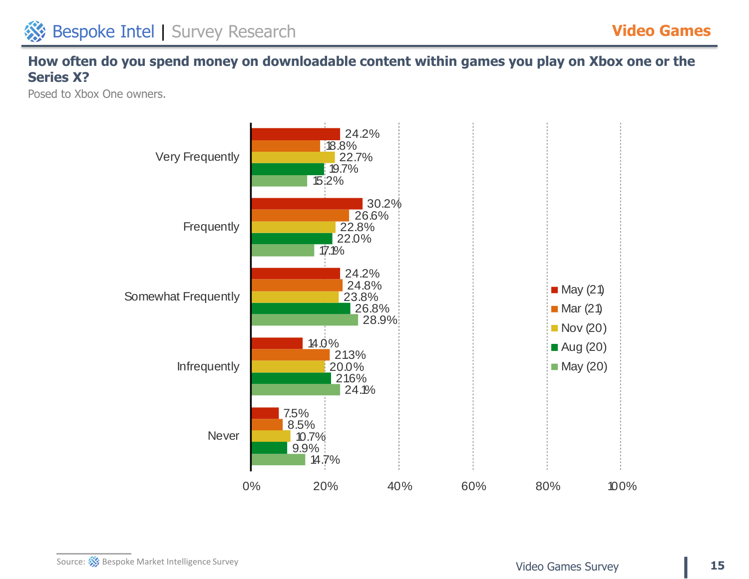## How often do you spend money on downloadable content within games you play on Xbox one or the Series X?

Posed to Xbox One owners.

| | May (21) | Mar (21) | Nov (20) | Aug (20) | May (20) |
|---|---|---|---|---|---|
| Very Frequently | 24.2% | 18.8% | 22.7% | 19.7% | 15.2% |
| Frequently | 30.2% | 26.6% | 22.8% | 22.0% | 17.1% |
| Somewhat Frequently | 24.2% | 24.8% | 23.8% | 26.8% | 28.9% |
| Infrequently | 14.0% | 21.3% | 20.0% | 21.6% | 24.1% |
| Never | 7.5% | 8.5% | 10.7% | 9.9% | 14.7% |

Source: Bespoke Market Intelligence Survey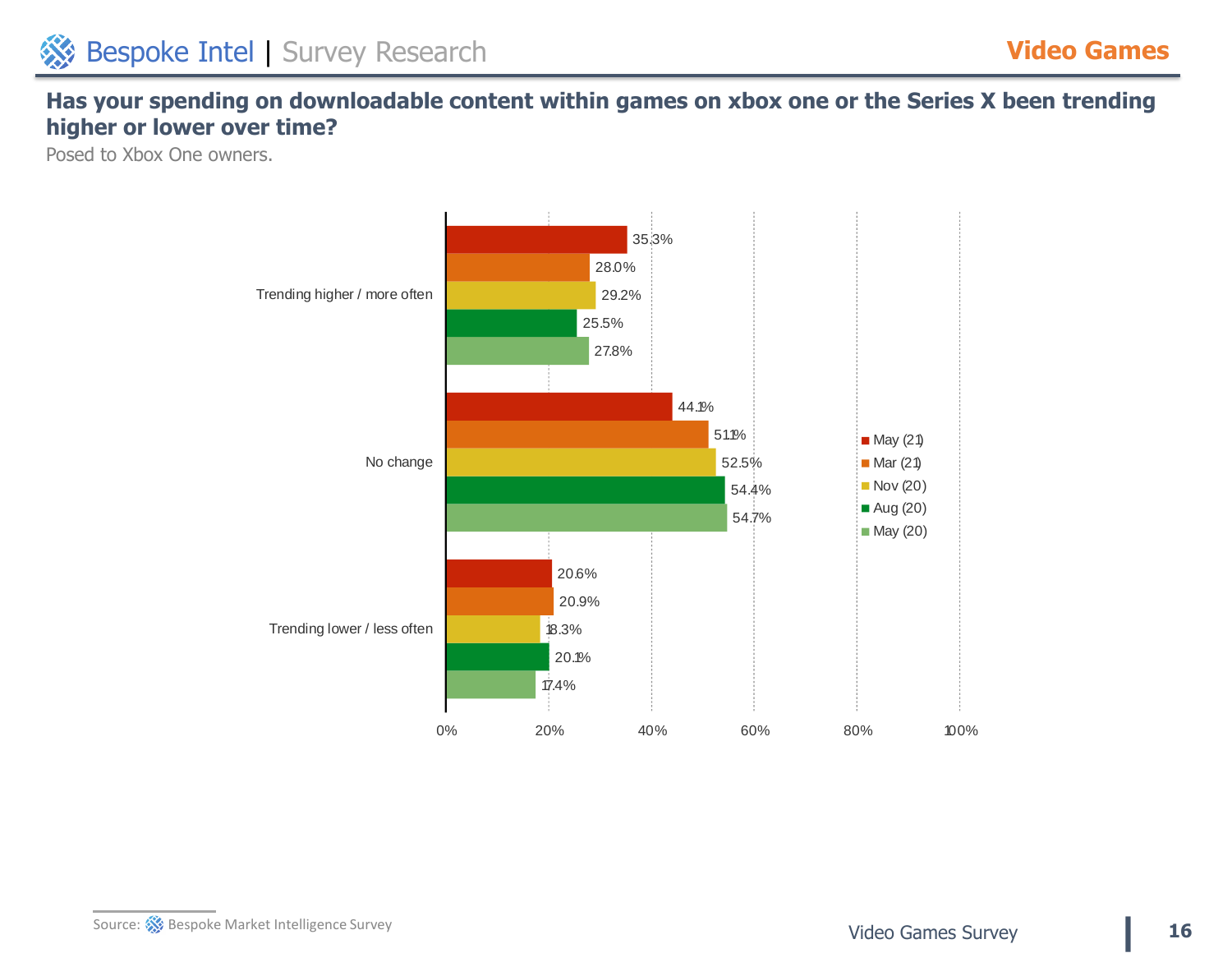## Has your spending on downloadable content within games on xbox one or the Series X been trending higher or lower over time?

Posed to Xbox One owners.

| | May (21) | Mar (21) | Nov (20) | Aug (20) | May (20) |
|---|---|---|---|---|---|
| Trending higher / more often | 35.3% | 28.0% | 29.2% | 25.5% | 27.8% |
| No change | 44.1% | 51.1% | 52.5% | 54.4% | 54.7% |
| Trending lower / less often | 20.6% | 20.9% | 18.3% | 20.1% | 17.4% |

Source: Bespoke Market Intelligence Survey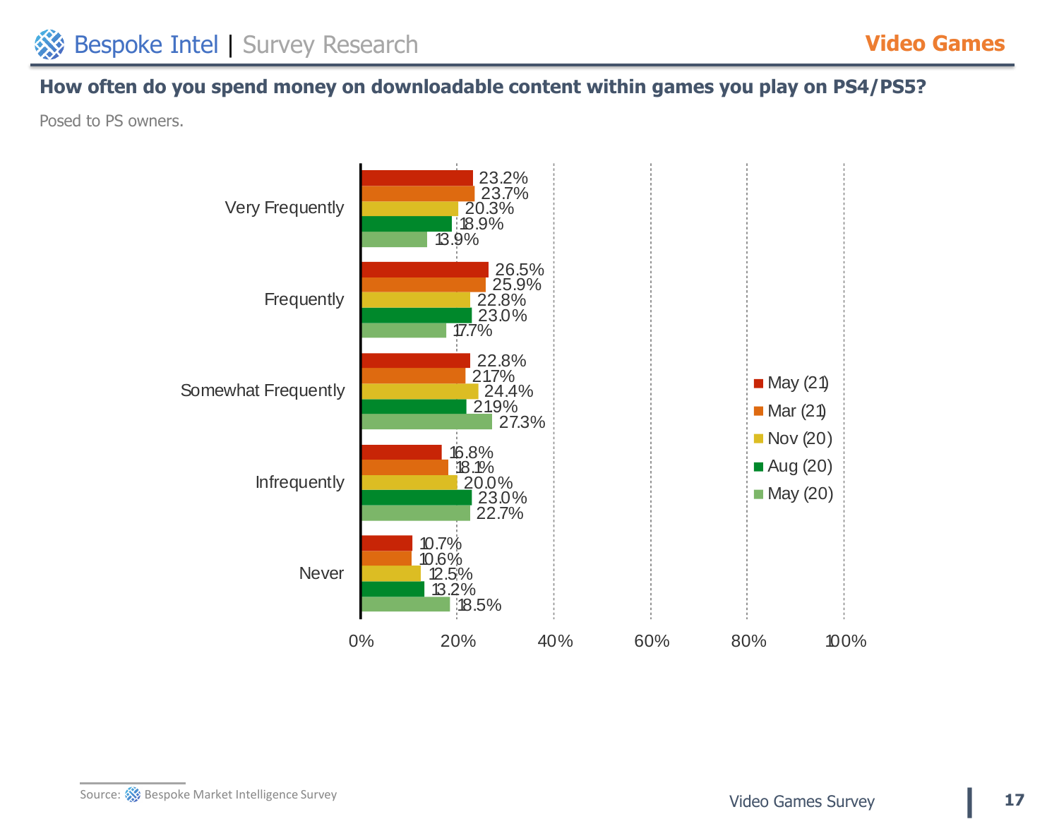## How often do you spend money on downloadable content within games you play on PS4/PS5?

Posed to PS owners.

| | May (21) | Mar (21) | Nov (20) | Aug (20) | May (20) |
|---|---|---|---|---|---|
| Very Frequently | 23.2% | 23.7% | 20.3% | 18.9% | 13.9% |
| Frequently | 26.5% | 25.9% | 22.8% | 23.0% | 17.7% |
| Somewhat Frequently | 22.8% | 21.7% | 24.4% | 21.9% | 27.3% |
| Infrequently | 16.8% | 18.1% | 20.0% | 23.0% | 22.7% |
| Never | 10.7% | 10.6% | 12.5% | 13.2% | 18.5% |

Source: Bespoke Market Intelligence Survey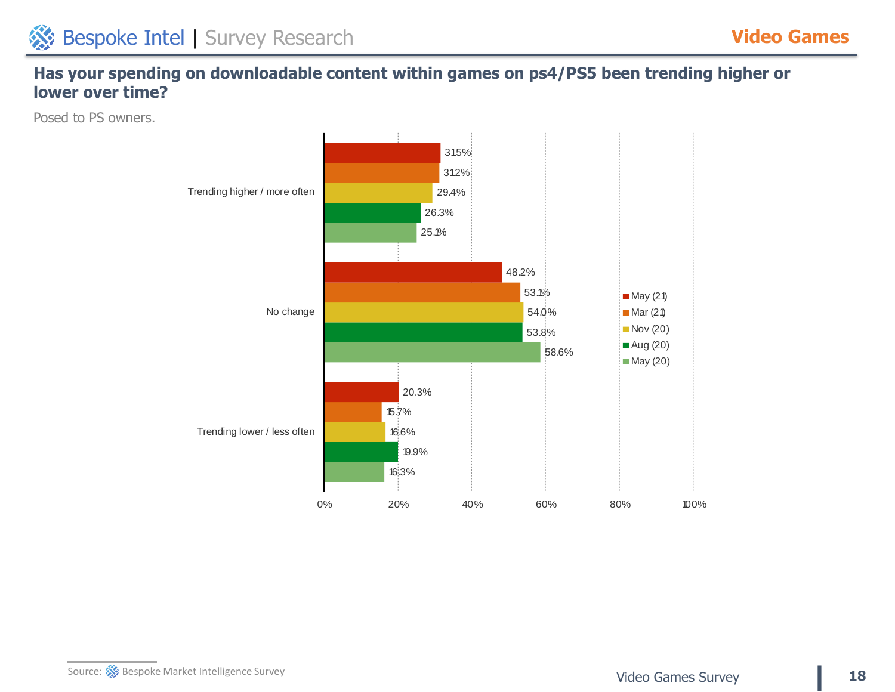## Has your spending on downloadable content within games on ps4/PS5 been trending higher or lower over time?

Posed to PS owners.

| | May (21) | Mar (21) | Nov (20) | Aug (20) | May (20) |
|---|---|---|---|---|---|
| Trending higher / more often | 31.5% | 31.2% | 29.4% | 26.3% | 25.1% |
| No change | 48.2% | 53.1% | 54.0% | 53.8% | 58.6% |
| Trending lower / less often | 20.3% | 15.7% | 16.6% | 19.9% | 16.3% |

Source: Bespoke Market Intelligence Survey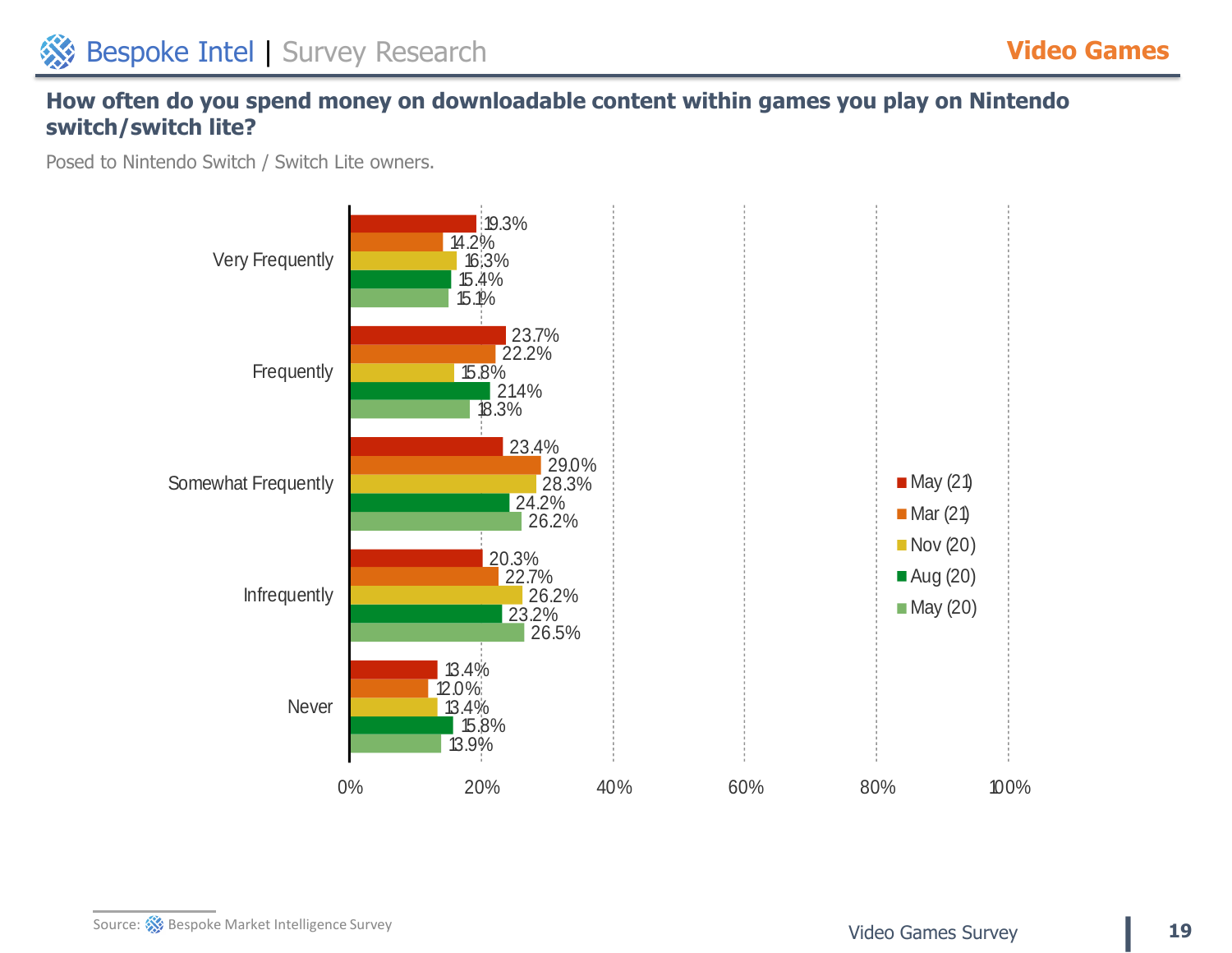## How often do you spend money on downloadable content within games you play on Nintendo switch/switch lite?

Posed to Nintendo Switch / Switch Lite owners.

| | May (21) | Mar (21) | Nov (20) | Aug (20) | May (20) |
|---|---|---|---|---|---|
| Very Frequently | 19.3% | 14.2% | 16.3% | 15.4% | 15.1% |
| Frequently | 23.7% | 22.2% | 15.8% | 21.4% | 18.3% |
| Somewhat Frequently | 23.4% | 29.0% | 28.3% | 24.2% | 26.2% |
| Infrequently | 20.3% | 22.7% | 26.2% | 23.2% | 26.5% |
| Never | 13.4% | 12.0% | 13.4% | 15.8% | 13.9% |

Source: Bespoke Market Intelligence Survey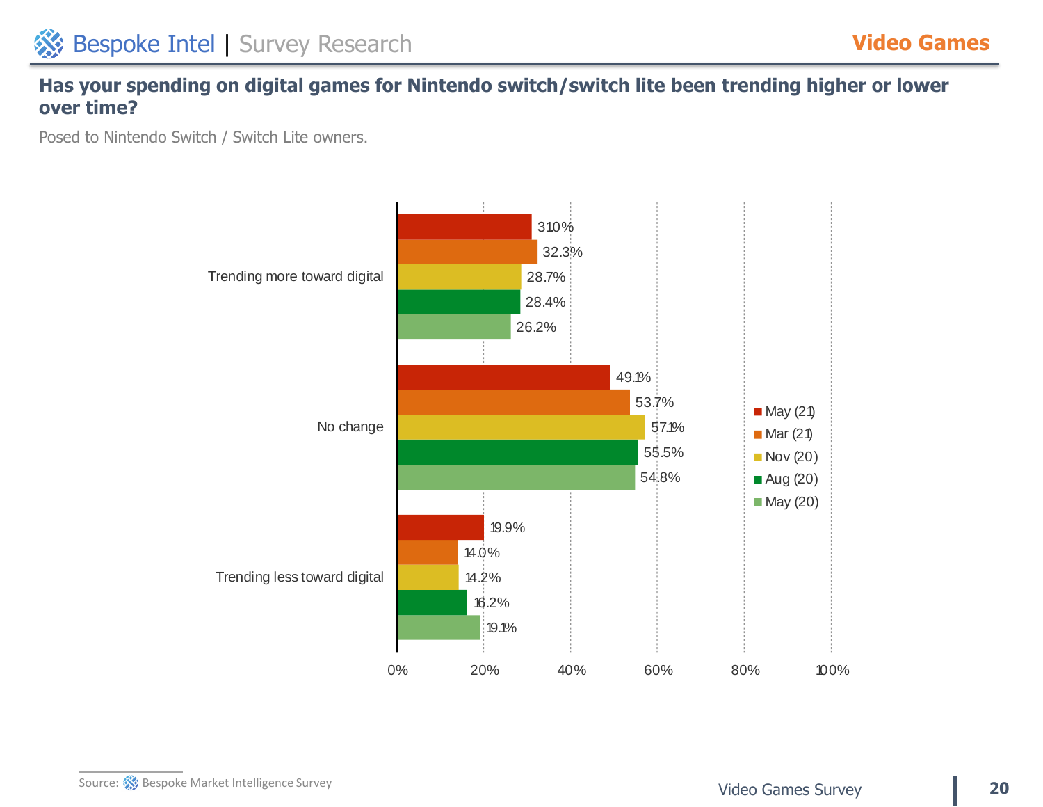## Has your spending on digital games for Nintendo switch/switch lite been trending higher or lower over time?

Posed to Nintendo Switch / Switch Lite owners.

Trending more toward digital
31.0%
32.3%
28.7%
28.4%
26.2%

No change
49.1%
53.7%
57.1%
55.5%
54.8%

Trending less toward digital
19.9%
14.0%
14.2%
16.2%
19.1%

0%
20%
40%
60%
80%
100%

May (21)
Mar (21)
Nov (20)
Aug (20)
May (20)

Source: Bespoke Market Intelligence Survey